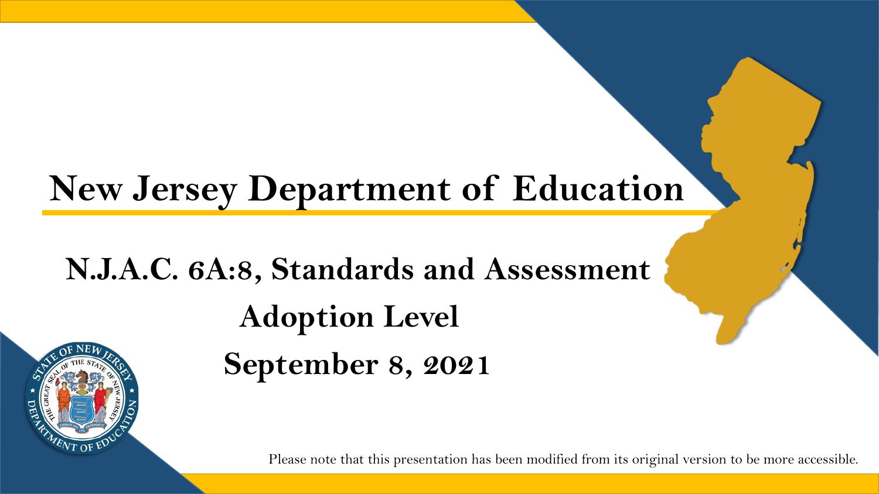# New Jersey Department of Education

## N.J.A.C. 6A:8, Standards and Assessment

## Adoption Level

## September 8, 2021

Please note that this presentation has been modified from its original version to be more accessible.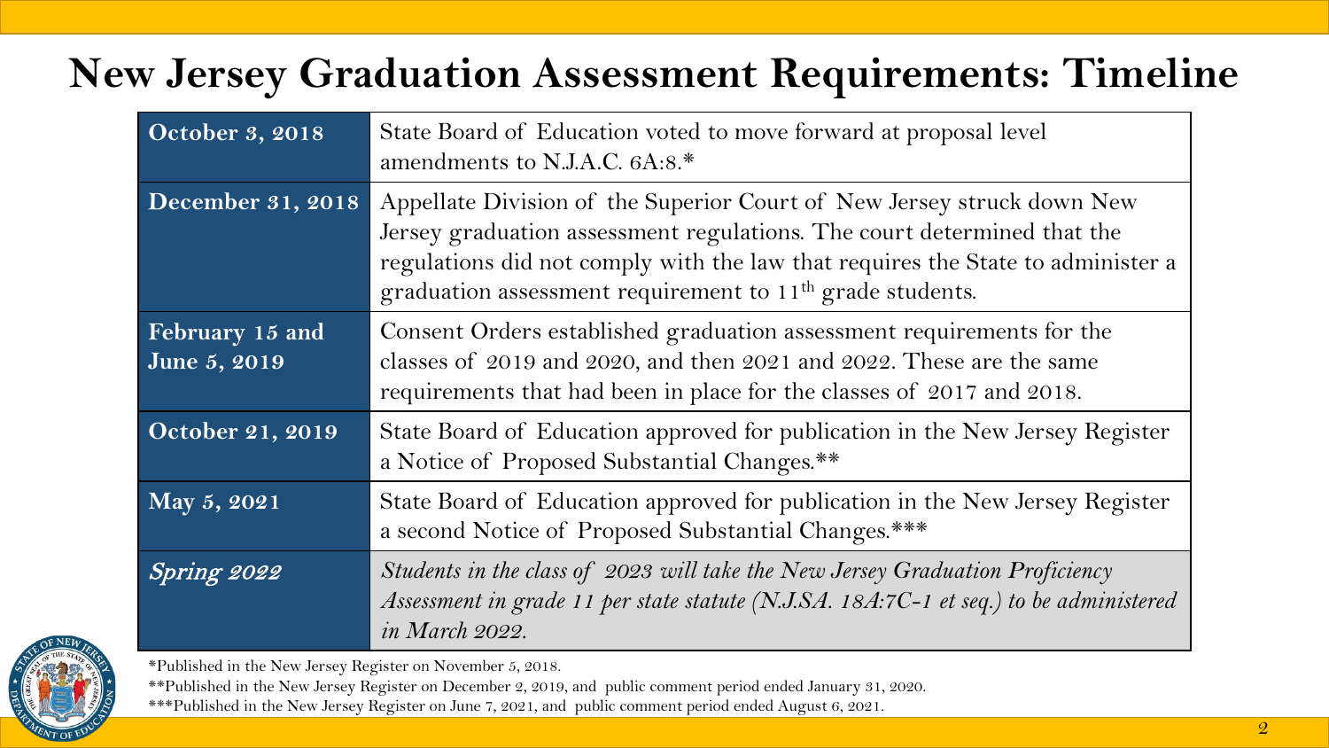# New Jersey Graduation Assessment Requirements: Timeline

| | |
|---|---|
| **October 3, 2018** | State Board of Education voted to move forward at proposal level amendments to N.J.A.C. 6A:8.* |
| **December 31, 2018** | Appellate Division of the Superior Court of New Jersey struck down New Jersey graduation assessment regulations. The court determined that the regulations did not comply with the law that requires the State to administer a graduation assessment requirement to 11th grade students. |
| **February 15 and June 5, 2019** | Consent Orders established graduation assessment requirements for the classes of 2019 and 2020, and then 2021 and 2022. These are the same requirements that had been in place for the classes of 2017 and 2018. |
| **October 21, 2019** | State Board of Education approved for publication in the New Jersey Register a Notice of Proposed Substantial Changes.** |
| **May 5, 2021** | State Board of Education approved for publication in the New Jersey Register a second Notice of Proposed Substantial Changes.*** |
| ***Spring 2022*** | *Students in the class of 2023 will take the New Jersey Graduation Proficiency Assessment in grade 11 per state statute (N.J.S.A. 18A:7C-1 et seq.) to be administered in March 2022.* |

*Published in the New Jersey Register on November 5, 2018.

**Published in the New Jersey Register on December 2, 2019, and public comment period ended January 31, 2020.

***Published in the New Jersey Register on June 7, 2021, and public comment period ended August 6, 2021.